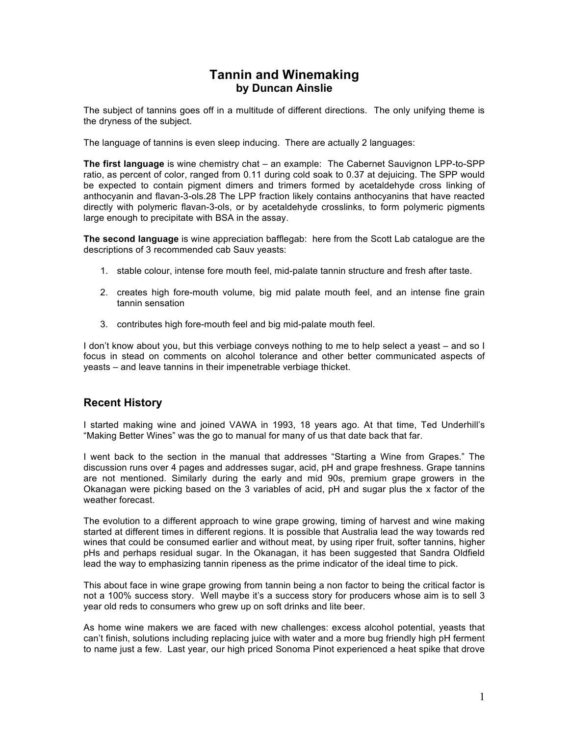# Tannin and Winemaking
**by Duncan Ainslie**

The subject of tannins goes off in a multitude of different directions. The only unifying theme is the dryness of the subject.

The language of tannins is even sleep inducing. There are actually 2 languages:

**The first language** is wine chemistry chat – an example: The Cabernet Sauvignon LPP-to-SPP ratio, as percent of color, ranged from 0.11 during cold soak to 0.37 at dejuicing. The SPP would be expected to contain pigment dimers and trimers formed by acetaldehyde cross linking of anthocyanin and flavan-3-ols.28 The LPP fraction likely contains anthocyanins that have reacted directly with polymeric flavan-3-ols, or by acetaldehyde crosslinks, to form polymeric pigments large enough to precipitate with BSA in the assay.

**The second language** is wine appreciation bafflegab: here from the Scott Lab catalogue are the descriptions of 3 recommended cab Sauv yeasts:

1. stable colour, intense fore mouth feel, mid-palate tannin structure and fresh after taste.
2. creates high fore-mouth volume, big mid palate mouth feel, and an intense fine grain tannin sensation
3. contributes high fore-mouth feel and big mid-palate mouth feel.

I don't know about you, but this verbiage conveys nothing to me to help select a yeast – and so I focus in stead on comments on alcohol tolerance and other better communicated aspects of yeasts – and leave tannins in their impenetrable verbiage thicket.

## Recent History

I started making wine and joined VAWA in 1993, 18 years ago. At that time, Ted Underhill's "Making Better Wines" was the go to manual for many of us that date back that far.

I went back to the section in the manual that addresses "Starting a Wine from Grapes." The discussion runs over 4 pages and addresses sugar, acid, pH and grape freshness. Grape tannins are not mentioned. Similarly during the early and mid 90s, premium grape growers in the Okanagan were picking based on the 3 variables of acid, pH and sugar plus the x factor of the weather forecast.

The evolution to a different approach to wine grape growing, timing of harvest and wine making started at different times in different regions. It is possible that Australia lead the way towards red wines that could be consumed earlier and without meat, by using riper fruit, softer tannins, higher pHs and perhaps residual sugar. In the Okanagan, it has been suggested that Sandra Oldfield lead the way to emphasizing tannin ripeness as the prime indicator of the ideal time to pick.

This about face in wine grape growing from tannin being a non factor to being the critical factor is not a 100% success story. Well maybe it's a success story for producers whose aim is to sell 3 year old reds to consumers who grew up on soft drinks and lite beer.

As home wine makers we are faced with new challenges: excess alcohol potential, yeasts that can't finish, solutions including replacing juice with water and a more bug friendly high pH ferment to name just a few. Last year, our high priced Sonoma Pinot experienced a heat spike that drove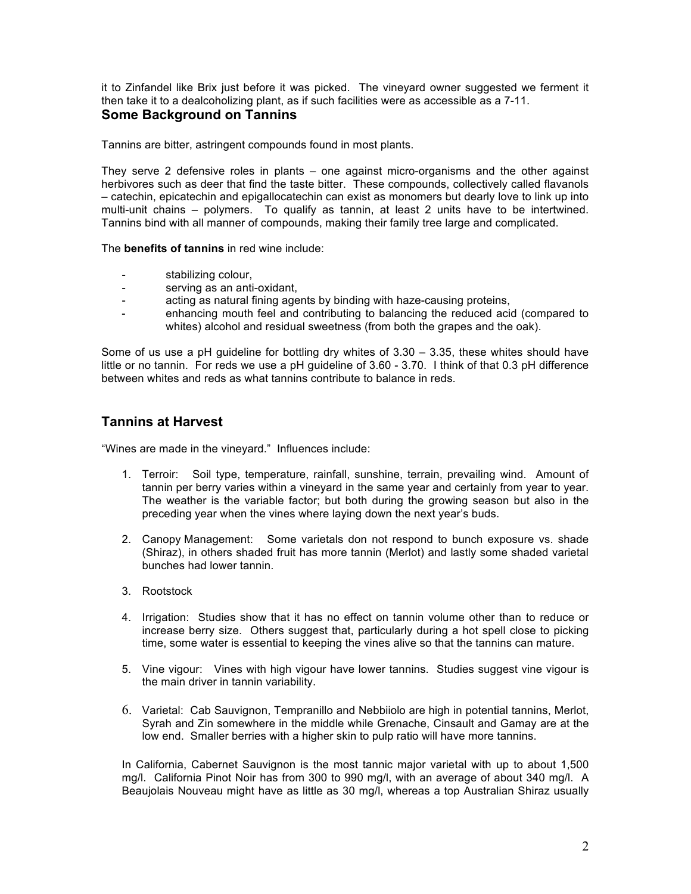it to Zinfandel like Brix just before it was picked. The vineyard owner suggested we ferment it then take it to a dealcoholizing plant, as if such facilities were as accessible as a 7-11.

## Some Background on Tannins

Tannins are bitter, astringent compounds found in most plants.

They serve 2 defensive roles in plants – one against micro-organisms and the other against herbivores such as deer that find the taste bitter. These compounds, collectively called flavanols – catechin, epicatechin and epigallocatechin can exist as monomers but dearly love to link up into multi-unit chains – polymers. To qualify as tannin, at least 2 units have to be intertwined. Tannins bind with all manner of compounds, making their family tree large and complicated.

The **benefits of tannins** in red wine include:

- stabilizing colour,
- serving as an anti-oxidant,
- acting as natural fining agents by binding with haze-causing proteins,
- enhancing mouth feel and contributing to balancing the reduced acid (compared to whites) alcohol and residual sweetness (from both the grapes and the oak).

Some of us use a pH guideline for bottling dry whites of 3.30 – 3.35, these whites should have little or no tannin. For reds we use a pH guideline of 3.60 - 3.70. I think of that 0.3 pH difference between whites and reds as what tannins contribute to balance in reds.

## Tannins at Harvest

"Wines are made in the vineyard." Influences include:

1. Terroir: Soil type, temperature, rainfall, sunshine, terrain, prevailing wind. Amount of tannin per berry varies within a vineyard in the same year and certainly from year to year. The weather is the variable factor; but both during the growing season but also in the preceding year when the vines where laying down the next year's buds.

2. Canopy Management: Some varietals don not respond to bunch exposure vs. shade (Shiraz), in others shaded fruit has more tannin (Merlot) and lastly some shaded varietal bunches had lower tannin.

3. Rootstock

4. Irrigation: Studies show that it has no effect on tannin volume other than to reduce or increase berry size. Others suggest that, particularly during a hot spell close to picking time, some water is essential to keeping the vines alive so that the tannins can mature.

5. Vine vigour: Vines with high vigour have lower tannins. Studies suggest vine vigour is the main driver in tannin variability.

6. Varietal: Cab Sauvignon, Tempranillo and Nebbiiolo are high in potential tannins, Merlot, Syrah and Zin somewhere in the middle while Grenache, Cinsault and Gamay are at the low end. Smaller berries with a higher skin to pulp ratio will have more tannins.

In California, Cabernet Sauvignon is the most tannic major varietal with up to about 1,500 mg/l. California Pinot Noir has from 300 to 990 mg/l, with an average of about 340 mg/l. A Beaujolais Nouveau might have as little as 30 mg/l, whereas a top Australian Shiraz usually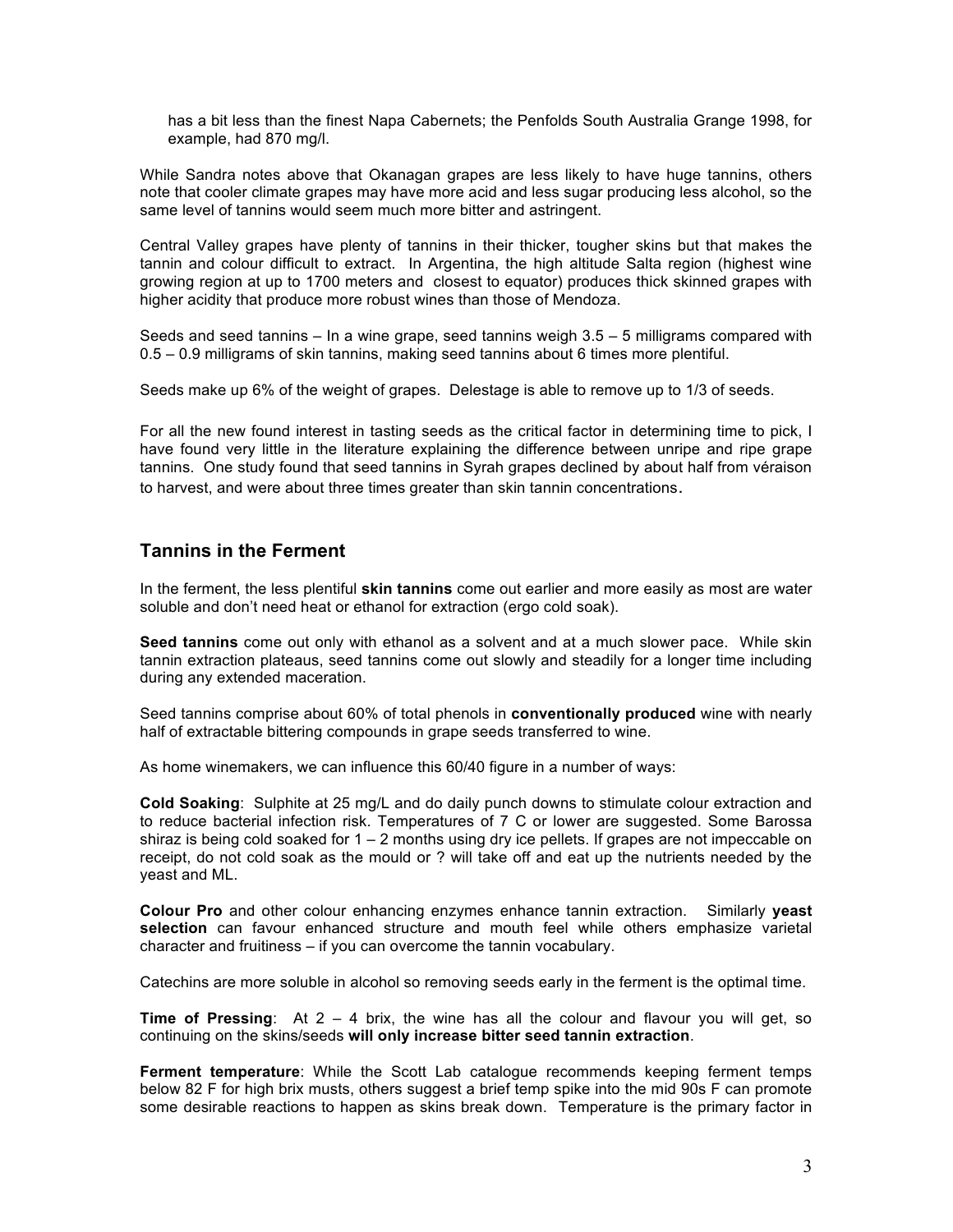has a bit less than the finest Napa Cabernets; the Penfolds South Australia Grange 1998, for example, had 870 mg/l.

While Sandra notes above that Okanagan grapes are less likely to have huge tannins, others note that cooler climate grapes may have more acid and less sugar producing less alcohol, so the same level of tannins would seem much more bitter and astringent.

Central Valley grapes have plenty of tannins in their thicker, tougher skins but that makes the tannin and colour difficult to extract. In Argentina, the high altitude Salta region (highest wine growing region at up to 1700 meters and closest to equator) produces thick skinned grapes with higher acidity that produce more robust wines than those of Mendoza.

Seeds and seed tannins – In a wine grape, seed tannins weigh 3.5 – 5 milligrams compared with 0.5 – 0.9 milligrams of skin tannins, making seed tannins about 6 times more plentiful.

Seeds make up 6% of the weight of grapes. Delestage is able to remove up to 1/3 of seeds.

For all the new found interest in tasting seeds as the critical factor in determining time to pick, I have found very little in the literature explaining the difference between unripe and ripe grape tannins. One study found that seed tannins in Syrah grapes declined by about half from véraison to harvest, and were about three times greater than skin tannin concentrations.

## Tannins in the Ferment

In the ferment, the less plentiful **skin tannins** come out earlier and more easily as most are water soluble and don't need heat or ethanol for extraction (ergo cold soak).

**Seed tannins** come out only with ethanol as a solvent and at a much slower pace. While skin tannin extraction plateaus, seed tannins come out slowly and steadily for a longer time including during any extended maceration.

Seed tannins comprise about 60% of total phenols in **conventionally produced** wine with nearly half of extractable bittering compounds in grape seeds transferred to wine.

As home winemakers, we can influence this 60/40 figure in a number of ways:

**Cold Soaking**: Sulphite at 25 mg/L and do daily punch downs to stimulate colour extraction and to reduce bacterial infection risk. Temperatures of 7 C or lower are suggested. Some Barossa shiraz is being cold soaked for 1 – 2 months using dry ice pellets. If grapes are not impeccable on receipt, do not cold soak as the mould or ? will take off and eat up the nutrients needed by the yeast and ML.

**Colour Pro** and other colour enhancing enzymes enhance tannin extraction. Similarly **yeast selection** can favour enhanced structure and mouth feel while others emphasize varietal character and fruitiness – if you can overcome the tannin vocabulary.

Catechins are more soluble in alcohol so removing seeds early in the ferment is the optimal time.

**Time of Pressing**: At 2 – 4 brix, the wine has all the colour and flavour you will get, so continuing on the skins/seeds **will only increase bitter seed tannin extraction**.

**Ferment temperature**: While the Scott Lab catalogue recommends keeping ferment temps below 82 F for high brix musts, others suggest a brief temp spike into the mid 90s F can promote some desirable reactions to happen as skins break down. Temperature is the primary factor in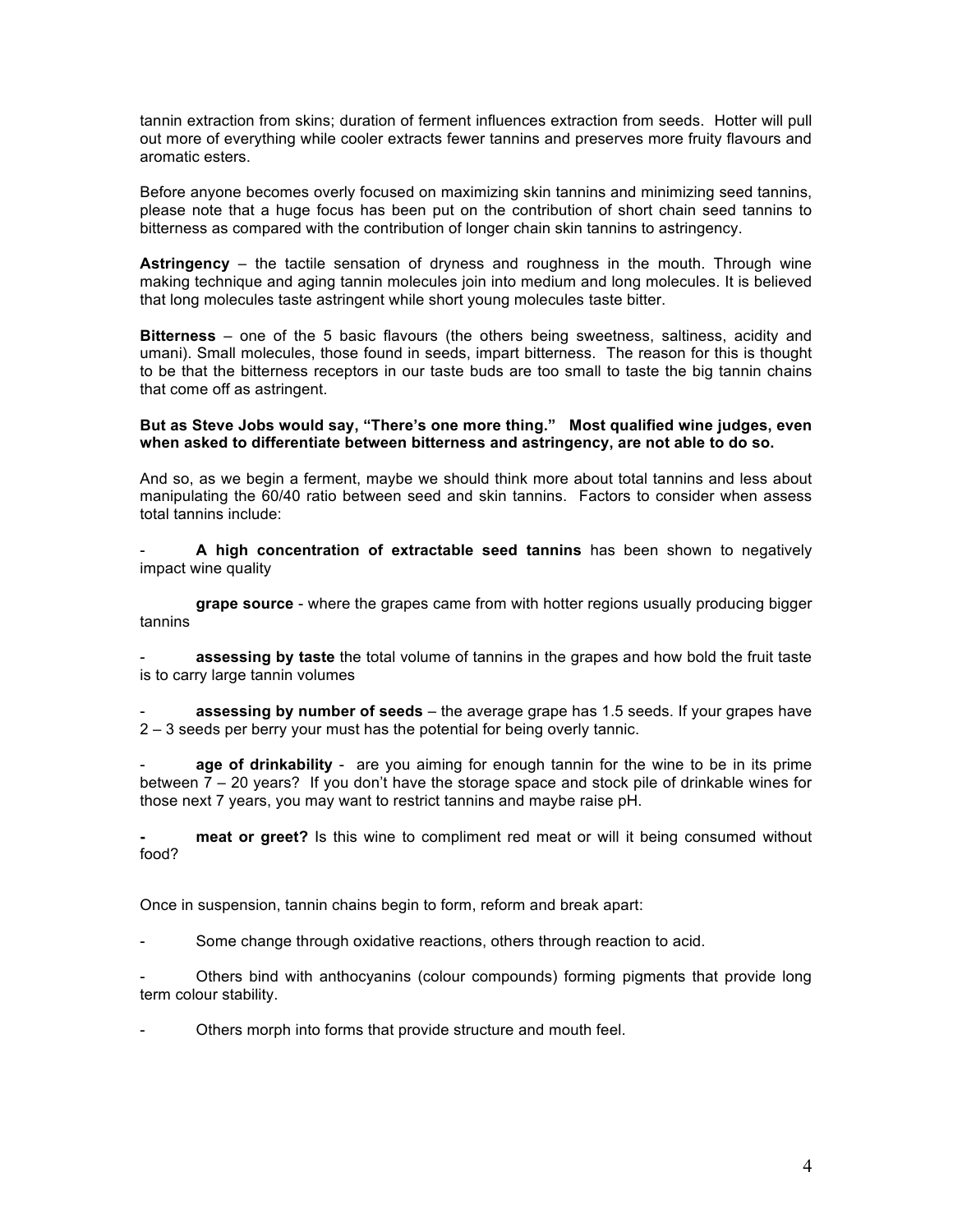tannin extraction from skins; duration of ferment influences extraction from seeds. Hotter will pull out more of everything while cooler extracts fewer tannins and preserves more fruity flavours and aromatic esters.

Before anyone becomes overly focused on maximizing skin tannins and minimizing seed tannins, please note that a huge focus has been put on the contribution of short chain seed tannins to bitterness as compared with the contribution of longer chain skin tannins to astringency.

**Astringency** – the tactile sensation of dryness and roughness in the mouth. Through wine making technique and aging tannin molecules join into medium and long molecules. It is believed that long molecules taste astringent while short young molecules taste bitter.

**Bitterness** – one of the 5 basic flavours (the others being sweetness, saltiness, acidity and umani). Small molecules, those found in seeds, impart bitterness. The reason for this is thought to be that the bitterness receptors in our taste buds are too small to taste the big tannin chains that come off as astringent.

**But as Steve Jobs would say, "There's one more thing." Most qualified wine judges, even when asked to differentiate between bitterness and astringency, are not able to do so.**

And so, as we begin a ferment, maybe we should think more about total tannins and less about manipulating the 60/40 ratio between seed and skin tannins. Factors to consider when assess total tannins include:

- **A high concentration of extractable seed tannins** has been shown to negatively impact wine quality

  **grape source** - where the grapes came from with hotter regions usually producing bigger tannins

- **assessing by taste** the total volume of tannins in the grapes and how bold the fruit taste is to carry large tannin volumes

- **assessing by number of seeds** – the average grape has 1.5 seeds. If your grapes have 2 – 3 seeds per berry your must has the potential for being overly tannic.

- **age of drinkability** - are you aiming for enough tannin for the wine to be in its prime between 7 – 20 years? If you don't have the storage space and stock pile of drinkable wines for those next 7 years, you may want to restrict tannins and maybe raise pH.

- **meat or greet?** Is this wine to compliment red meat or will it being consumed without food?

Once in suspension, tannin chains begin to form, reform and break apart:

- Some change through oxidative reactions, others through reaction to acid.

- Others bind with anthocyanins (colour compounds) forming pigments that provide long term colour stability.

- Others morph into forms that provide structure and mouth feel.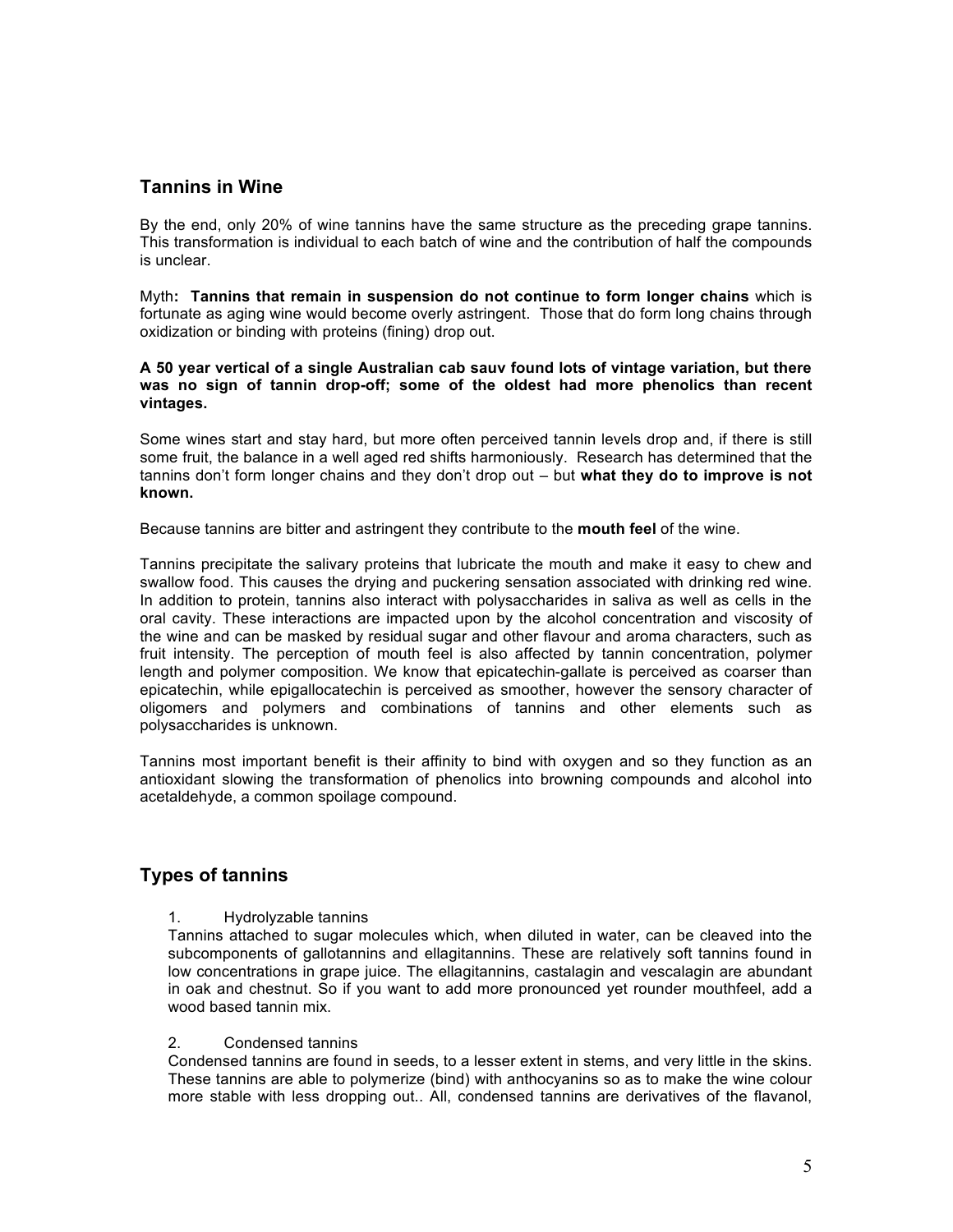## Tannins in Wine

By the end, only 20% of wine tannins have the same structure as the preceding grape tannins. This transformation is individual to each batch of wine and the contribution of half the compounds is unclear.

Myth**: Tannins that remain in suspension do not continue to form longer chains** which is fortunate as aging wine would become overly astringent. Those that do form long chains through oxidization or binding with proteins (fining) drop out.

**A 50 year vertical of a single Australian cab sauv found lots of vintage variation, but there was no sign of tannin drop-off; some of the oldest had more phenolics than recent vintages.**

Some wines start and stay hard, but more often perceived tannin levels drop and, if there is still some fruit, the balance in a well aged red shifts harmoniously. Research has determined that the tannins don't form longer chains and they don't drop out – but **what they do to improve is not known.**

Because tannins are bitter and astringent they contribute to the **mouth feel** of the wine.

Tannins precipitate the salivary proteins that lubricate the mouth and make it easy to chew and swallow food. This causes the drying and puckering sensation associated with drinking red wine. In addition to protein, tannins also interact with polysaccharides in saliva as well as cells in the oral cavity. These interactions are impacted upon by the alcohol concentration and viscosity of the wine and can be masked by residual sugar and other flavour and aroma characters, such as fruit intensity. The perception of mouth feel is also affected by tannin concentration, polymer length and polymer composition. We know that epicatechin-gallate is perceived as coarser than epicatechin, while epigallocatechin is perceived as smoother, however the sensory character of oligomers and polymers and combinations of tannins and other elements such as polysaccharides is unknown.

Tannins most important benefit is their affinity to bind with oxygen and so they function as an antioxidant slowing the transformation of phenolics into browning compounds and alcohol into acetaldehyde, a common spoilage compound.

## Types of tannins

1. Hydrolyzable tannins

Tannins attached to sugar molecules which, when diluted in water, can be cleaved into the subcomponents of gallotannins and ellagitannins. These are relatively soft tannins found in low concentrations in grape juice. The ellagitannins, castalagin and vescalagin are abundant in oak and chestnut. So if you want to add more pronounced yet rounder mouthfeel, add a wood based tannin mix.

2. Condensed tannins

Condensed tannins are found in seeds, to a lesser extent in stems, and very little in the skins. These tannins are able to polymerize (bind) with anthocyanins so as to make the wine colour more stable with less dropping out.. All, condensed tannins are derivatives of the flavanol,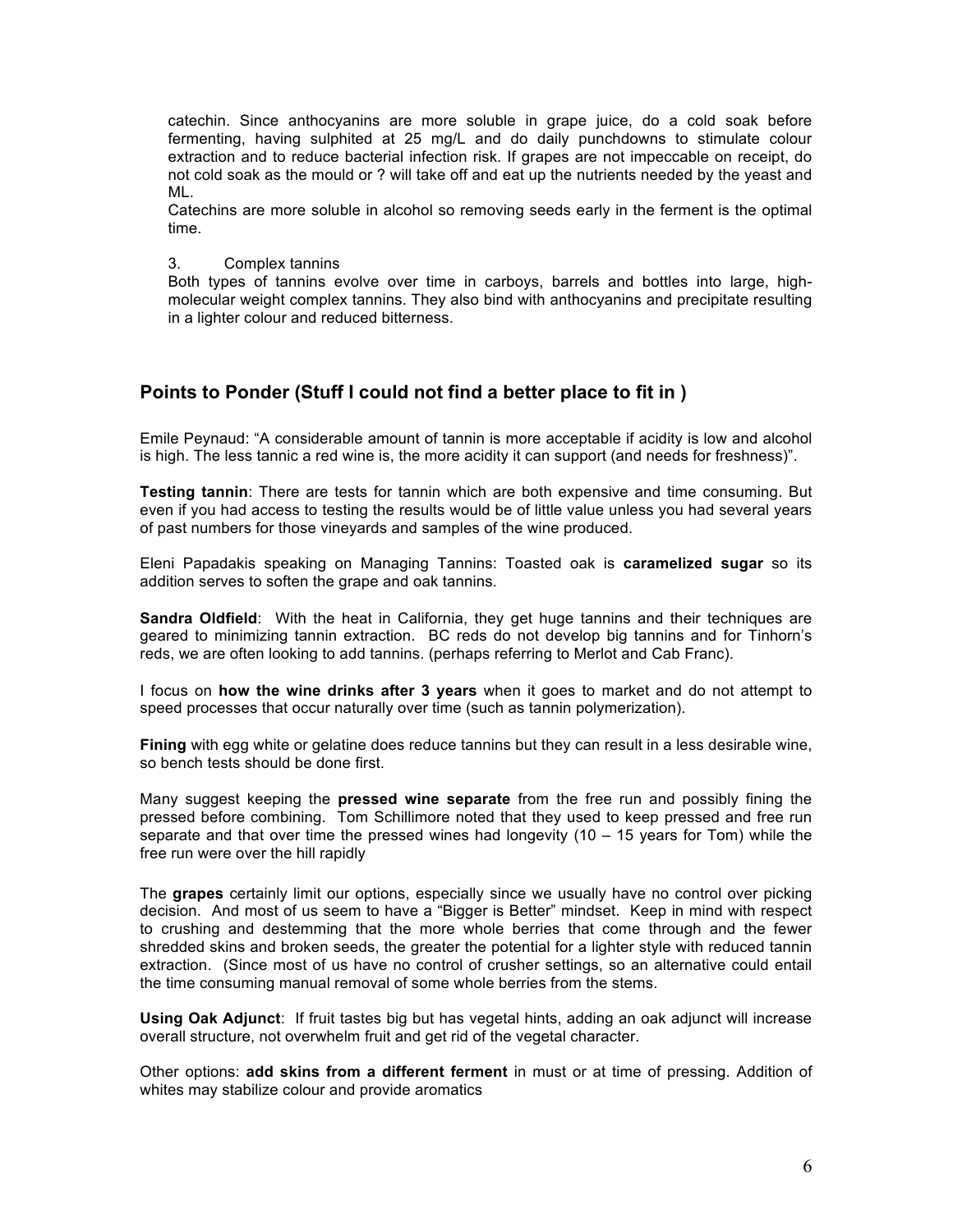catechin. Since anthocyanins are more soluble in grape juice, do a cold soak before fermenting, having sulphited at 25 mg/L and do daily punchdowns to stimulate colour extraction and to reduce bacterial infection risk. If grapes are not impeccable on receipt, do not cold soak as the mould or ? will take off and eat up the nutrients needed by the yeast and ML.

Catechins are more soluble in alcohol so removing seeds early in the ferment is the optimal time.

3. Complex tannins

Both types of tannins evolve over time in carboys, barrels and bottles into large, high-molecular weight complex tannins. They also bind with anthocyanins and precipitate resulting in a lighter colour and reduced bitterness.

## Points to Ponder (Stuff I could not find a better place to fit in )

Emile Peynaud: “A considerable amount of tannin is more acceptable if acidity is low and alcohol is high. The less tannic a red wine is, the more acidity it can support (and needs for freshness)”.

**Testing tannin**: There are tests for tannin which are both expensive and time consuming. But even if you had access to testing the results would be of little value unless you had several years of past numbers for those vineyards and samples of the wine produced.

Eleni Papadakis speaking on Managing Tannins: Toasted oak is **caramelized sugar** so its addition serves to soften the grape and oak tannins.

**Sandra Oldfield**: With the heat in California, they get huge tannins and their techniques are geared to minimizing tannin extraction. BC reds do not develop big tannins and for Tinhorn’s reds, we are often looking to add tannins. (perhaps referring to Merlot and Cab Franc).

I focus on **how the wine drinks after 3 years** when it goes to market and do not attempt to speed processes that occur naturally over time (such as tannin polymerization).

**Fining** with egg white or gelatine does reduce tannins but they can result in a less desirable wine, so bench tests should be done first.

Many suggest keeping the **pressed wine separate** from the free run and possibly fining the pressed before combining. Tom Schillimore noted that they used to keep pressed and free run separate and that over time the pressed wines had longevity (10 – 15 years for Tom) while the free run were over the hill rapidly

The **grapes** certainly limit our options, especially since we usually have no control over picking decision. And most of us seem to have a “Bigger is Better” mindset. Keep in mind with respect to crushing and destemming that the more whole berries that come through and the fewer shredded skins and broken seeds, the greater the potential for a lighter style with reduced tannin extraction. (Since most of us have no control of crusher settings, so an alternative could entail the time consuming manual removal of some whole berries from the stems.

**Using Oak Adjunct**: If fruit tastes big but has vegetal hints, adding an oak adjunct will increase overall structure, not overwhelm fruit and get rid of the vegetal character.

Other options: **add skins from a different ferment** in must or at time of pressing. Addition of whites may stabilize colour and provide aromatics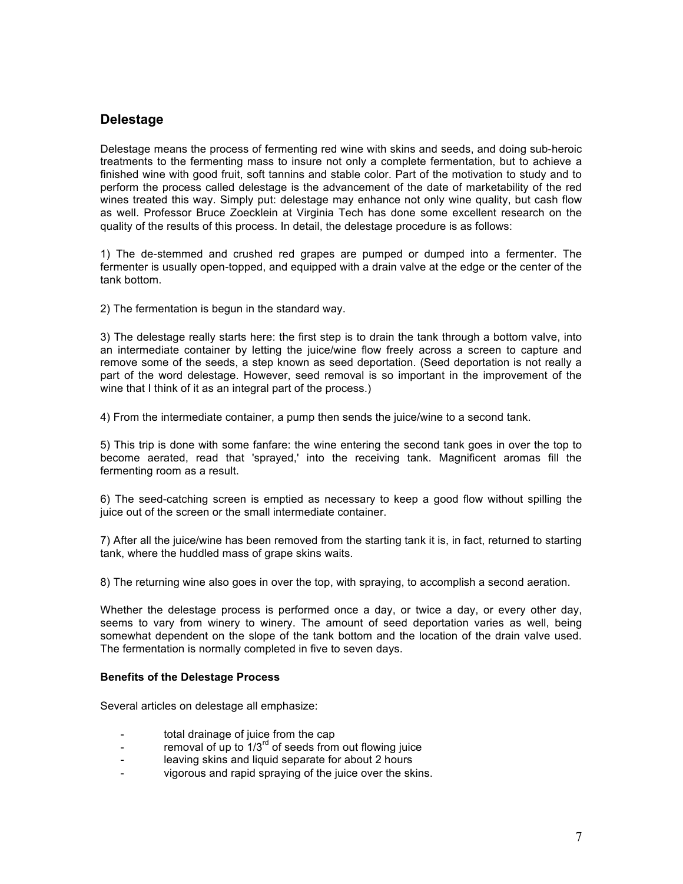## Delestage

Delestage means the process of fermenting red wine with skins and seeds, and doing sub-heroic treatments to the fermenting mass to insure not only a complete fermentation, but to achieve a finished wine with good fruit, soft tannins and stable color. Part of the motivation to study and to perform the process called delestage is the advancement of the date of marketability of the red wines treated this way. Simply put: delestage may enhance not only wine quality, but cash flow as well. Professor Bruce Zoecklein at Virginia Tech has done some excellent research on the quality of the results of this process. In detail, the delestage procedure is as follows:

1) The de-stemmed and crushed red grapes are pumped or dumped into a fermenter. The fermenter is usually open-topped, and equipped with a drain valve at the edge or the center of the tank bottom.

2) The fermentation is begun in the standard way.

3) The delestage really starts here: the first step is to drain the tank through a bottom valve, into an intermediate container by letting the juice/wine flow freely across a screen to capture and remove some of the seeds, a step known as seed deportation. (Seed deportation is not really a part of the word delestage. However, seed removal is so important in the improvement of the wine that I think of it as an integral part of the process.)

4) From the intermediate container, a pump then sends the juice/wine to a second tank.

5) This trip is done with some fanfare: the wine entering the second tank goes in over the top to become aerated, read that 'sprayed,' into the receiving tank. Magnificent aromas fill the fermenting room as a result.

6) The seed-catching screen is emptied as necessary to keep a good flow without spilling the juice out of the screen or the small intermediate container.

7) After all the juice/wine has been removed from the starting tank it is, in fact, returned to starting tank, where the huddled mass of grape skins waits.

8) The returning wine also goes in over the top, with spraying, to accomplish a second aeration.

Whether the delestage process is performed once a day, or twice a day, or every other day, seems to vary from winery to winery. The amount of seed deportation varies as well, being somewhat dependent on the slope of the tank bottom and the location of the drain valve used. The fermentation is normally completed in five to seven days.

**Benefits of the Delestage Process**

Several articles on delestage all emphasize:

- total drainage of juice from the cap
- removal of up to 1/3rd of seeds from out flowing juice
- leaving skins and liquid separate for about 2 hours
- vigorous and rapid spraying of the juice over the skins.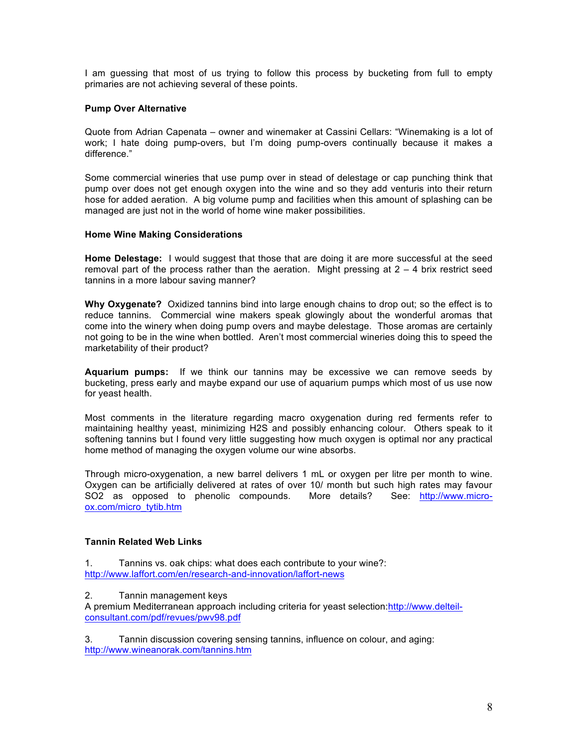I am guessing that most of us trying to follow this process by bucketing from full to empty primaries are not achieving several of these points.

### Pump Over Alternative

Quote from Adrian Capenata – owner and winemaker at Cassini Cellars: "Winemaking is a lot of work; I hate doing pump-overs, but I'm doing pump-overs continually because it makes a difference."

Some commercial wineries that use pump over in stead of delestage or cap punching think that pump over does not get enough oxygen into the wine and so they add venturis into their return hose for added aeration. A big volume pump and facilities when this amount of splashing can be managed are just not in the world of home wine maker possibilities.

### Home Wine Making Considerations

**Home Delestage:** I would suggest that those that are doing it are more successful at the seed removal part of the process rather than the aeration. Might pressing at 2 – 4 brix restrict seed tannins in a more labour saving manner?

**Why Oxygenate?** Oxidized tannins bind into large enough chains to drop out; so the effect is to reduce tannins. Commercial wine makers speak glowingly about the wonderful aromas that come into the winery when doing pump overs and maybe delestage. Those aromas are certainly not going to be in the wine when bottled. Aren't most commercial wineries doing this to speed the marketability of their product?

**Aquarium pumps:** If we think our tannins may be excessive we can remove seeds by bucketing, press early and maybe expand our use of aquarium pumps which most of us use now for yeast health.

Most comments in the literature regarding macro oxygenation during red ferments refer to maintaining healthy yeast, minimizing $H_2S$ and possibly enhancing colour. Others speak to it softening tannins but I found very little suggesting how much oxygen is optimal nor any practical home method of managing the oxygen volume our wine absorbs.

Through micro-oxygenation, a new barrel delivers 1 mL or oxygen per litre per month to wine. Oxygen can be artificially delivered at rates of over 10/ month but such high rates may favour $SO_2$ as opposed to phenolic compounds. More details? See: http://www.micro-ox.com/micro_tytib.htm

### Tannin Related Web Links

1. Tannins vs. oak chips: what does each contribute to your wine?: http://www.laffort.com/en/research-and-innovation/laffort-news

2. Tannin management keys
A premium Mediterranean approach including criteria for yeast selection:http://www.delteil-consultant.com/pdf/revues/pwv98.pdf

3. Tannin discussion covering sensing tannins, influence on colour, and aging: http://www.wineanorak.com/tannins.htm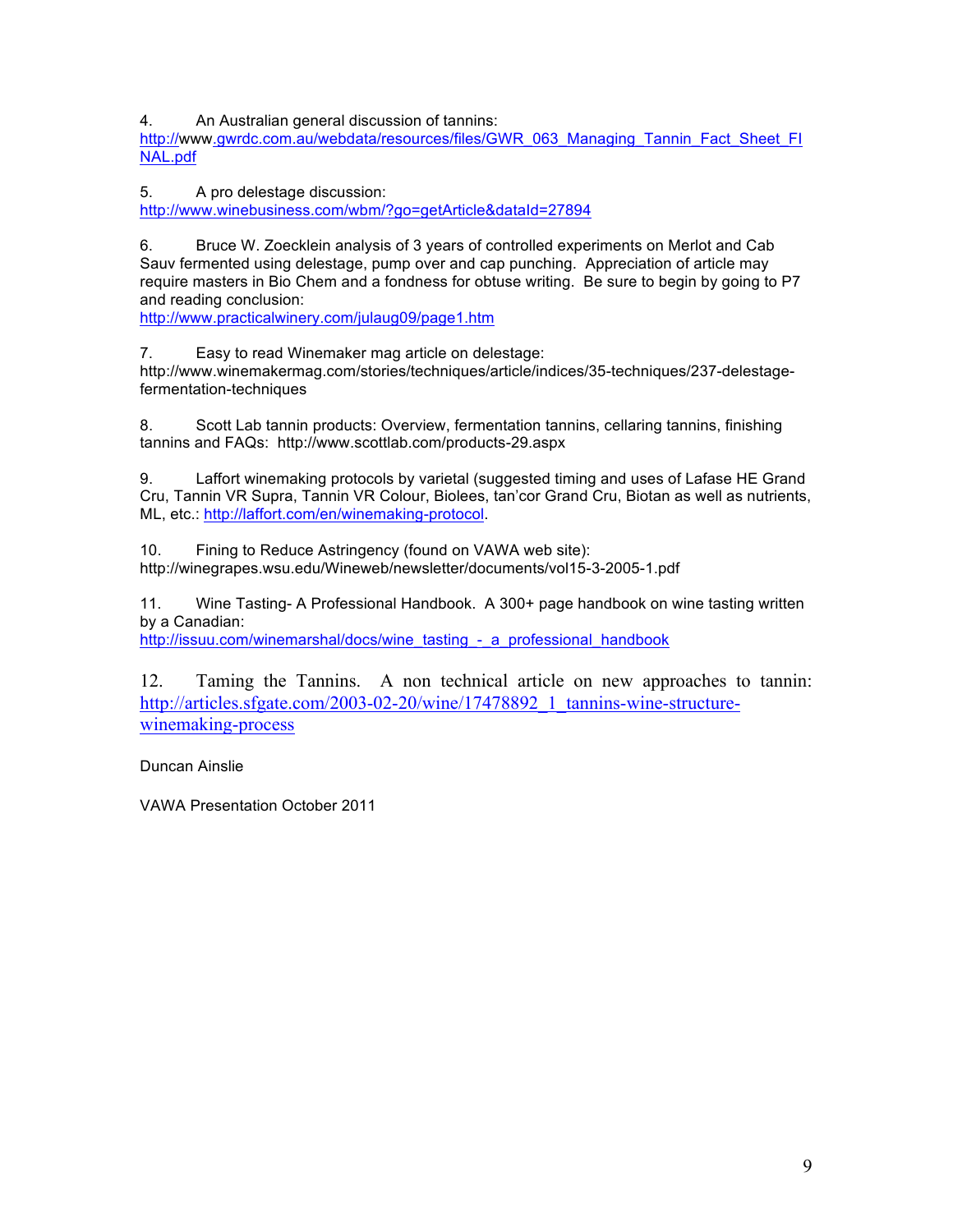4. An Australian general discussion of tannins: http://www.gwrdc.com.au/webdata/resources/files/GWR_063_Managing_Tannin_Fact_Sheet_FINAL.pdf

5. A pro delestage discussion: http://www.winebusiness.com/wbm/?go=getArticle&dataId=27894

6. Bruce W. Zoecklein analysis of 3 years of controlled experiments on Merlot and Cab Sauv fermented using delestage, pump over and cap punching. Appreciation of article may require masters in Bio Chem and a fondness for obtuse writing. Be sure to begin by going to P7 and reading conclusion: http://www.practicalwinery.com/julaug09/page1.htm

7. Easy to read Winemaker mag article on delestage: http://www.winemakermag.com/stories/techniques/article/indices/35-techniques/237-delestage-fermentation-techniques

8. Scott Lab tannin products: Overview, fermentation tannins, cellaring tannins, finishing tannins and FAQs: http://www.scottlab.com/products-29.aspx

9. Laffort winemaking protocols by varietal (suggested timing and uses of Lafase HE Grand Cru, Tannin VR Supra, Tannin VR Colour, Biolees, tan'cor Grand Cru, Biotan as well as nutrients, ML, etc.: http://laffort.com/en/winemaking-protocol.

10. Fining to Reduce Astringency (found on VAWA web site): http://winegrapes.wsu.edu/Wineweb/newsletter/documents/vol15-3-2005-1.pdf

11. Wine Tasting- A Professional Handbook. A 300+ page handbook on wine tasting written by a Canadian: http://issuu.com/winemarshal/docs/wine_tasting_-_a_professional_handbook

12. Taming the Tannins. A non technical article on new approaches to tannin: http://articles.sfgate.com/2003-02-20/wine/17478892_1_tannins-wine-structure-winemaking-process

Duncan Ainslie

VAWA Presentation October 2011